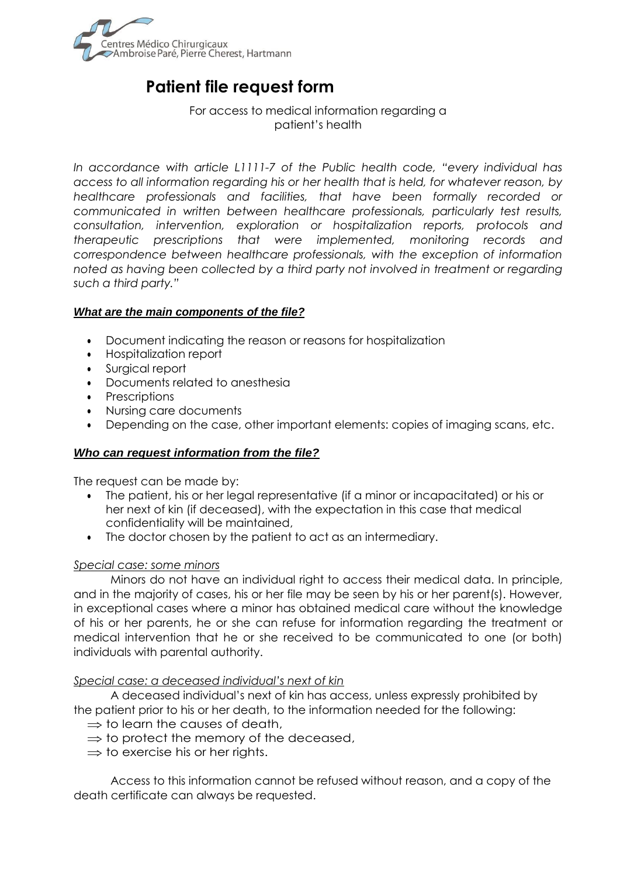Centres Médico Chirurgicaux
Ambroise Paré, Pierre Cherest, Hartmann

# Patient file request form

For access to medical information regarding a patient's health

*In accordance with article L1111-7 of the Public health code, "every individual has access to all information regarding his or her health that is held, for whatever reason, by healthcare professionals and facilities, that have been formally recorded or communicated in written between healthcare professionals, particularly test results, consultation, intervention, exploration or hospitalization reports, protocols and therapeutic prescriptions that were implemented, monitoring records and correspondence between healthcare professionals, with the exception of information noted as having been collected by a third party not involved in treatment or regarding such a third party."*

### ***What are the main components of the file?***

- Document indicating the reason or reasons for hospitalization
- Hospitalization report
- Surgical report
- Documents related to anesthesia
- Prescriptions
- Nursing care documents
- Depending on the case, other important elements: copies of imaging scans, etc.

### ***Who can request information from the file?***

The request can be made by:

- The patient, his or her legal representative (if a minor or incapacitated) or his or her next of kin (if deceased), with the expectation in this case that medical confidentiality will be maintained,
- The doctor chosen by the patient to act as an intermediary.

*Special case: some minors*

Minors do not have an individual right to access their medical data. In principle, and in the majority of cases, his or her file may be seen by his or her parent(s). However, in exceptional cases where a minor has obtained medical care without the knowledge of his or her parents, he or she can refuse for information regarding the treatment or medical intervention that he or she received to be communicated to one (or both) individuals with parental authority.

*Special case: a deceased individual's next of kin*

A deceased individual's next of kin has access, unless expressly prohibited by the patient prior to his or her death, to the information needed for the following:

⇒ to learn the causes of death,
⇒ to protect the memory of the deceased,
⇒ to exercise his or her rights.

Access to this information cannot be refused without reason, and a copy of the death certificate can always be requested.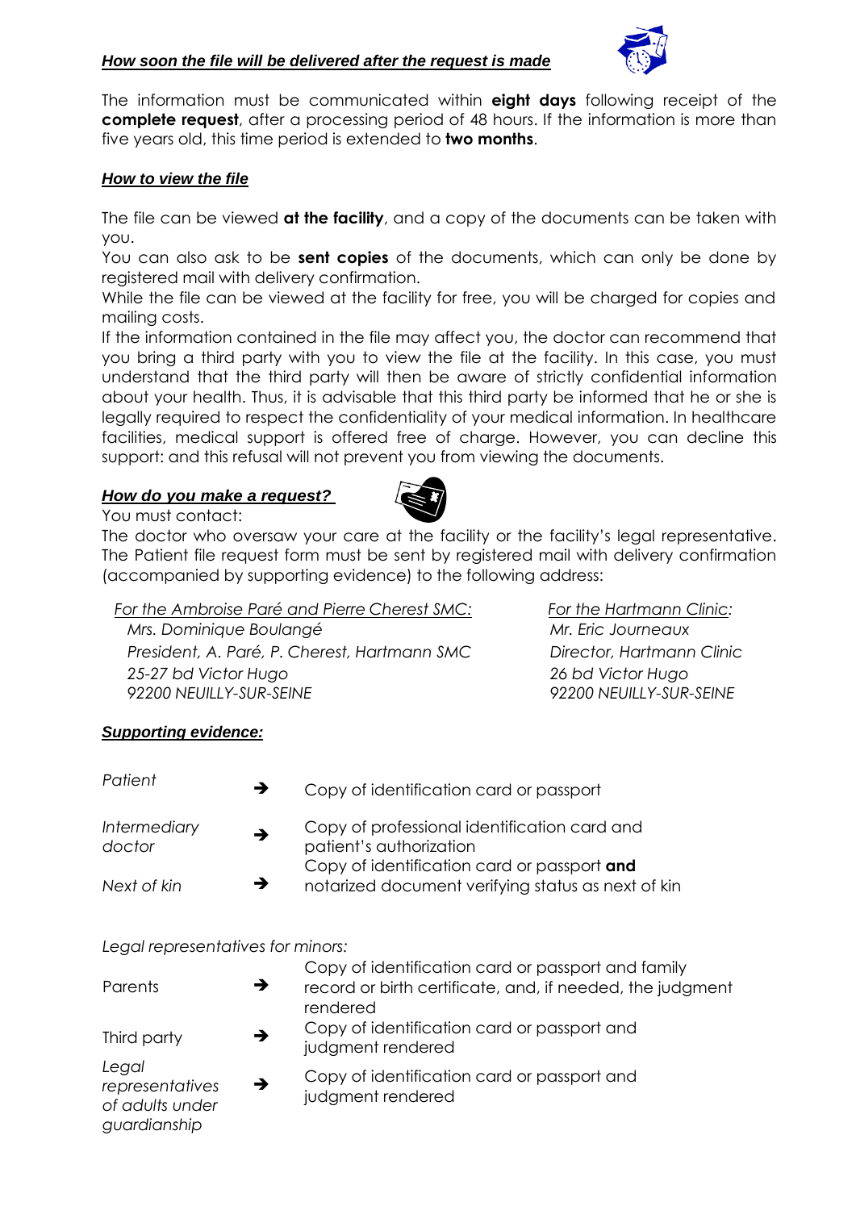***How soon the file will be delivered after the request is made***

The information must be communicated within **eight days** following receipt of the **complete request**, after a processing period of 48 hours. If the information is more than five years old, this time period is extended to **two months**.

***How to view the file***

The file can be viewed **at the facility**, and a copy of the documents can be taken with you.

You can also ask to be **sent copies** of the documents, which can only be done by registered mail with delivery confirmation.

While the file can be viewed at the facility for free, you will be charged for copies and mailing costs.

If the information contained in the file may affect you, the doctor can recommend that you bring a third party with you to view the file at the facility. In this case, you must understand that the third party will then be aware of strictly confidential information about your health. Thus, it is advisable that this third party be informed that he or she is legally required to respect the confidentiality of your medical information. In healthcare facilities, medical support is offered free of charge. However, you can decline this support: and this refusal will not prevent you from viewing the documents.

***How do you make a request?***

You must contact:

The doctor who oversaw your care at the facility or the facility's legal representative. The Patient file request form must be sent by registered mail with delivery confirmation (accompanied by supporting evidence) to the following address:

*For the Ambroise Paré and Pierre Cherest SMC:*
*Mrs. Dominique Boulangé*
*President, A. Paré, P. Cherest, Hartmann SMC*
*25-27 bd Victor Hugo*
*92200 NEUILLY-SUR-SEINE*

*For the Hartmann Clinic:*
*Mr. Eric Journeaux*
*Director, Hartmann Clinic*
*26 bd Victor Hugo*
*92200 NEUILLY-SUR-SEINE*

***Supporting evidence:***

| | | |
|---|---|---|
| *Patient* | ➔ | Copy of identification card or passport |
| *Intermediary doctor* | ➔ | Copy of professional identification card and patient's authorization |
| *Next of kin* | ➔ | Copy of identification card or passport **and** notarized document verifying status as next of kin |

*Legal representatives for minors:*

| | | |
|---|---|---|
| Parents | ➔ | Copy of identification card or passport and family record or birth certificate, and, if needed, the judgment rendered |
| Third party | ➔ | Copy of identification card or passport and judgment rendered |
| *Legal representatives of adults under guardianship* | ➔ | Copy of identification card or passport and judgment rendered |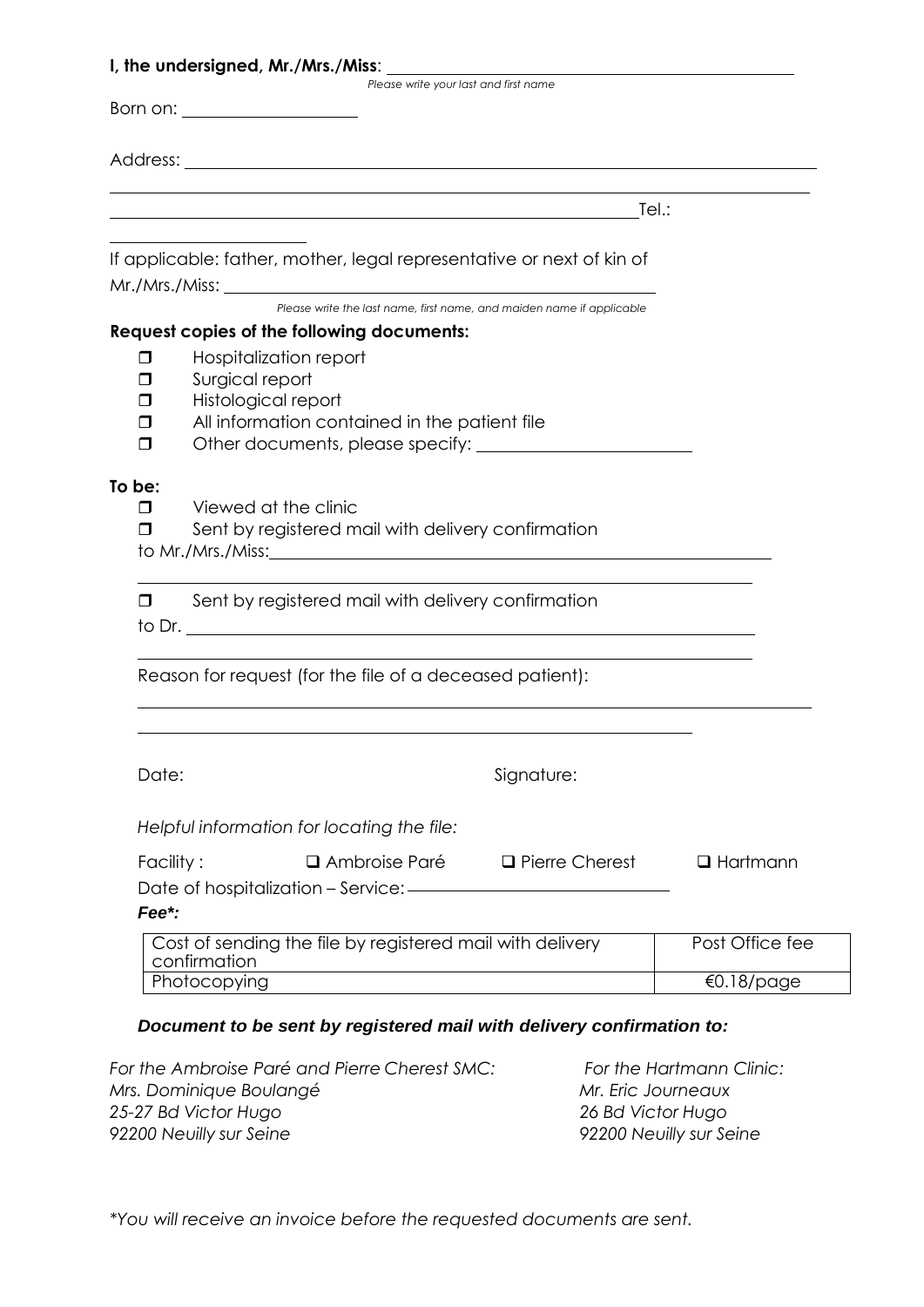**I, the undersigned, Mr./Mrs./Miss**: ______________________________

*Please write your last and first name*

Born on: ____________________

Address: ______________________________________________________________

______________________________________________________________

______________________________________________________ Tel.: ____________________

If applicable: father, mother, legal representative or next of kin of

Mr./Mrs./Miss: ______________________________________________

*Please write the last name, first name, and maiden name if applicable*

**Request copies of the following documents:**

- ❒ Hospitalization report
- ❒ Surgical report
- ❒ Histological report
- ❒ All information contained in the patient file
- ❒ Other documents, please specify: ________________________

**To be:**

- ❒ Viewed at the clinic
- ❒ Sent by registered mail with delivery confirmation

to Mr./Mrs./Miss: ______________________________________________

______________________________________________________________

- ❒ Sent by registered mail with delivery confirmation

to Dr. ______________________________________________________________

______________________________________________________________

Reason for request (for the file of a deceased patient):

______________________________________________________________

______________________________________________________________

Date: Signature:

*Helpful information for locating the file:*

Facility : ❑ Ambroise Paré ❑ Pierre Cherest ❑ Hartmann

Date of hospitalization – Service: ______________________________

***Fee\*:***

| | |
|---|---|
| Cost of sending the file by registered mail with delivery confirmation | Post Office fee |
| Photocopying | €0.18/page |

***Document to be sent by registered mail with delivery confirmation to:***

*For the Ambroise Paré and Pierre Cherest SMC:*
*Mrs. Dominique Boulangé*
*25-27 Bd Victor Hugo*
*92200 Neuilly sur Seine*

*For the Hartmann Clinic:*
*Mr. Eric Journeaux*
*26 Bd Victor Hugo*
*92200 Neuilly sur Seine*

*\*You will receive an invoice before the requested documents are sent.*